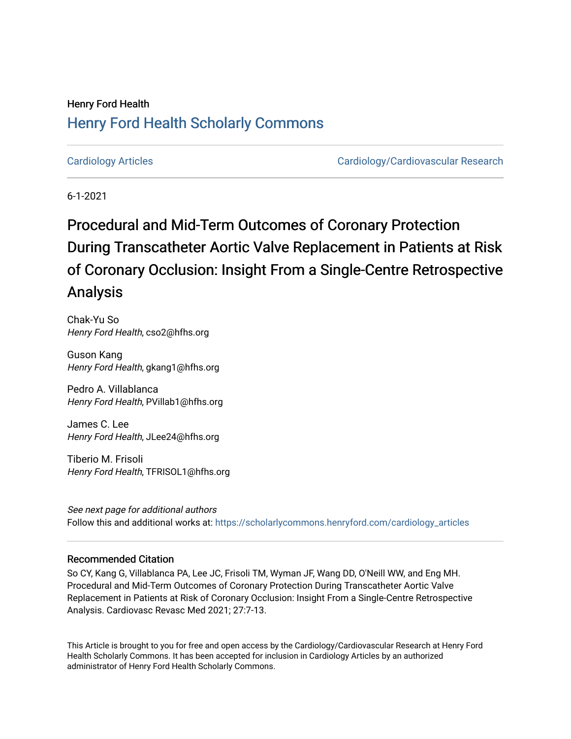Henry Ford Health

## Henry Ford Health Scholarly Commons

Cardiology Articles

Cardiology/Cardiovascular Research

6-1-2021

# Procedural and Mid-Term Outcomes of Coronary Protection During Transcatheter Aortic Valve Replacement in Patients at Risk of Coronary Occlusion: Insight From a Single-Centre Retrospective Analysis

Chak-Yu So
*Henry Ford Health*, cso2@hfhs.org

Guson Kang
*Henry Ford Health*, gkang1@hfhs.org

Pedro A. Villablanca
*Henry Ford Health*, PVillab1@hfhs.org

James C. Lee
*Henry Ford Health*, JLee24@hfhs.org

Tiberio M. Frisoli
*Henry Ford Health*, TFRISOL1@hfhs.org

*See next page for additional authors*

Follow this and additional works at: https://scholarlycommons.henryford.com/cardiology_articles

### Recommended Citation

So CY, Kang G, Villablanca PA, Lee JC, Frisoli TM, Wyman JF, Wang DD, O'Neill WW, and Eng MH. Procedural and Mid-Term Outcomes of Coronary Protection During Transcatheter Aortic Valve Replacement in Patients at Risk of Coronary Occlusion: Insight From a Single-Centre Retrospective Analysis. Cardiovasc Revasc Med 2021; 27:7-13.

This Article is brought to you for free and open access by the Cardiology/Cardiovascular Research at Henry Ford Health Scholarly Commons. It has been accepted for inclusion in Cardiology Articles by an authorized administrator of Henry Ford Health Scholarly Commons.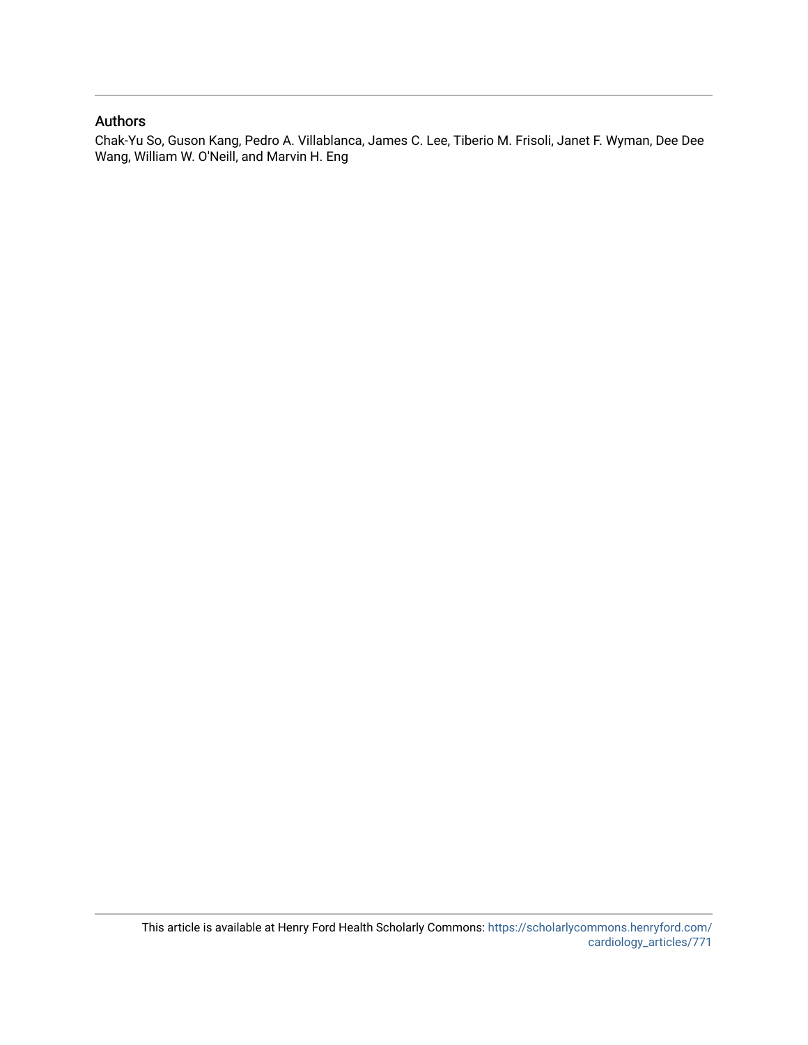## Authors

Chak-Yu So, Guson Kang, Pedro A. Villablanca, James C. Lee, Tiberio M. Frisoli, Janet F. Wyman, Dee Dee Wang, William W. O'Neill, and Marvin H. Eng

This article is available at Henry Ford Health Scholarly Commons: https://scholarlycommons.henryford.com/cardiology_articles/771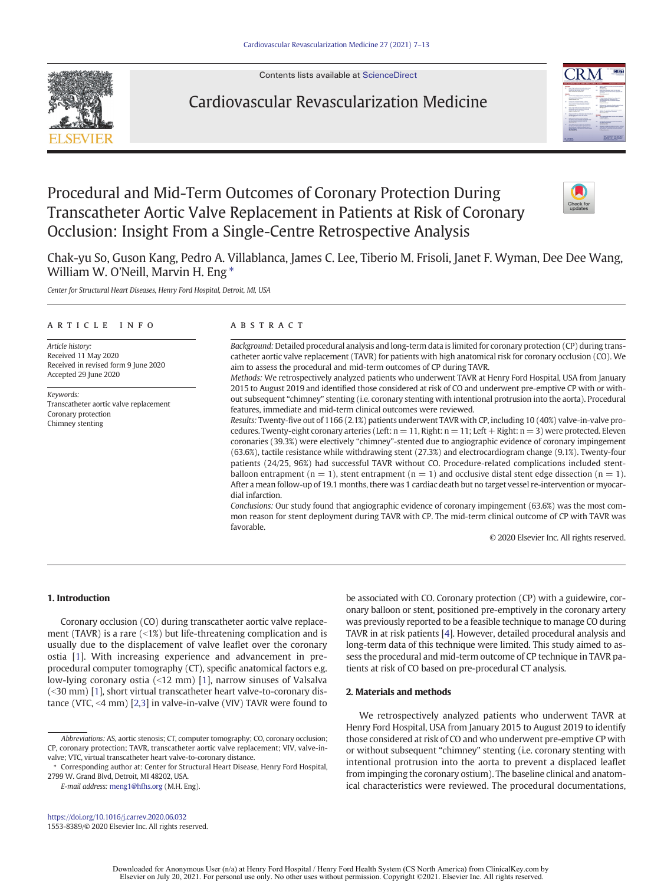# Procedural and Mid-Term Outcomes of Coronary Protection During Transcatheter Aortic Valve Replacement in Patients at Risk of Coronary Occlusion: Insight From a Single-Centre Retrospective Analysis

Chak-yu So, Guson Kang, Pedro A. Villablanca, James C. Lee, Tiberio M. Frisoli, Janet F. Wyman, Dee Dee Wang, William W. O'Neill, Marvin H. Eng *

*Center for Structural Heart Diseases, Henry Ford Hospital, Detroit, MI, USA*

## ARTICLE INFO

*Article history:*
Received 11 May 2020
Received in revised form 9 June 2020
Accepted 29 June 2020

*Keywords:*
Transcatheter aortic valve replacement
Coronary protection
Chimney stenting

## ABSTRACT

*Background:* Detailed procedural analysis and long-term data is limited for coronary protection (CP) during transcatheter aortic valve replacement (TAVR) for patients with high anatomical risk for coronary occlusion (CO). We aim to assess the procedural and mid-term outcomes of CP during TAVR.

*Methods:* We retrospectively analyzed patients who underwent TAVR at Henry Ford Hospital, USA from January 2015 to August 2019 and identified those considered at risk of CO and underwent pre-emptive CP with or without subsequent "chimney" stenting (i.e. coronary stenting with intentional protrusion into the aorta). Procedural features, immediate and mid-term clinical outcomes were reviewed.

*Results:* Twenty-five out of 1166 (2.1%) patients underwent TAVR with CP, including 10 (40%) valve-in-valve procedures. Twenty-eight coronary arteries (Left: n = 11, Right: n = 11; Left + Right: n = 3) were protected. Eleven coronaries (39.3%) were electively "chimney"-stented due to angiographic evidence of coronary impingement (63.6%), tactile resistance while withdrawing stent (27.3%) and electrocardiogram change (9.1%). Twenty-four patients (24/25, 96%) had successful TAVR without CO. Procedure-related complications included stent-balloon entrapment (n = 1), stent entrapment (n = 1) and occlusive distal stent edge dissection (n = 1). After a mean follow-up of 19.1 months, there was 1 cardiac death but no target vessel re-intervention or myocardial infarction.

*Conclusions:* Our study found that angiographic evidence of coronary impingement (63.6%) was the most common reason for stent deployment during TAVR with CP. The mid-term clinical outcome of CP with TAVR was favorable.

© 2020 Elsevier Inc. All rights reserved.

## 1. Introduction

Coronary occlusion (CO) during transcatheter aortic valve replacement (TAVR) is a rare (<1%) but life-threatening complication and is usually due to the displacement of valve leaflet over the coronary ostia [1]. With increasing experience and advancement in pre-procedural computer tomography (CT), specific anatomical factors e.g. low-lying coronary ostia (<12 mm) [1], narrow sinuses of Valsalva (<30 mm) [1], short virtual transcatheter heart valve-to-coronary distance (VTC, <4 mm) [2,3] in valve-in-valve (VIV) TAVR were found to be associated with CO. Coronary protection (CP) with a guidewire, coronary balloon or stent, positioned pre-emptively in the coronary artery was previously reported to be a feasible technique to manage CO during TAVR in at risk patients [4]. However, detailed procedural analysis and long-term data of this technique were limited. This study aimed to assess the procedural and mid-term outcome of CP technique in TAVR patients at risk of CO based on pre-procedural CT analysis.

## 2. Materials and methods

We retrospectively analyzed patients who underwent TAVR at Henry Ford Hospital, USA from January 2015 to August 2019 to identify those considered at risk of CO and who underwent pre-emptive CP with or without subsequent "chimney" stenting (i.e. coronary stenting with intentional protrusion into the aorta to prevent a displaced leaflet from impinging the coronary ostium). The baseline clinical and anatomical characteristics were reviewed. The procedural documentations,

---

*Abbreviations:* AS, aortic stenosis; CT, computer tomography; CO, coronary occlusion; CP, coronary protection; TAVR, transcatheter aortic valve replacement; VIV, valve-in-valve; VTC, virtual transcatheter heart valve-to-coronary distance.

* Corresponding author at: Center for Structural Heart Disease, Henry Ford Hospital, 2799 W. Grand Blvd, Detroit, MI 48202, USA.

*E-mail address:* meng1@hfhs.org (M.H. Eng).

https://doi.org/10.1016/j.carrev.2020.06.032
1553-8389/© 2020 Elsevier Inc. All rights reserved.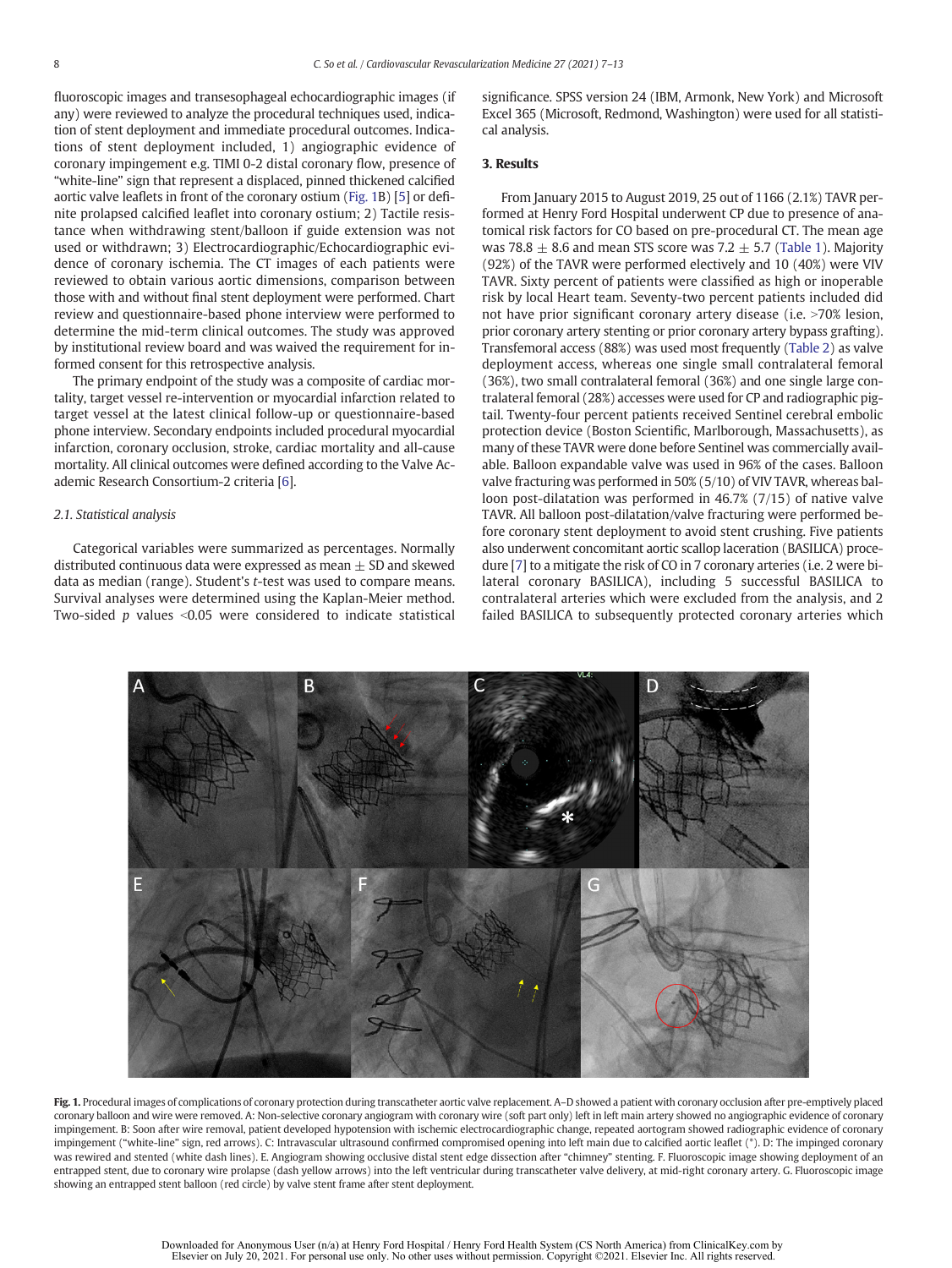fluoroscopic images and transesophageal echocardiographic images (if any) were reviewed to analyze the procedural techniques used, indication of stent deployment and immediate procedural outcomes. Indications of stent deployment included, 1) angiographic evidence of coronary impingement e.g. TIMI 0-2 distal coronary flow, presence of "white-line" sign that represent a displaced, pinned thickened calcified aortic valve leaflets in front of the coronary ostium (Fig. 1B) [5] or definite prolapsed calcified leaflet into coronary ostium; 2) Tactile resistance when withdrawing stent/balloon if guide extension was not used or withdrawn; 3) Electrocardiographic/Echocardiographic evidence of coronary ischemia. The CT images of each patients were reviewed to obtain various aortic dimensions, comparison between those with and without final stent deployment were performed. Chart review and questionnaire-based phone interview were performed to determine the mid-term clinical outcomes. The study was approved by institutional review board and was waived the requirement for informed consent for this retrospective analysis.

The primary endpoint of the study was a composite of cardiac mortality, target vessel re-intervention or myocardial infarction related to target vessel at the latest clinical follow-up or questionnaire-based phone interview. Secondary endpoints included procedural myocardial infarction, coronary occlusion, stroke, cardiac mortality and all-cause mortality. All clinical outcomes were defined according to the Valve Academic Research Consortium-2 criteria [6].

### 2.1. Statistical analysis

Categorical variables were summarized as percentages. Normally distributed continuous data were expressed as mean ± SD and skewed data as median (range). Student's *t*-test was used to compare means. Survival analyses were determined using the Kaplan-Meier method. Two-sided *p* values <0.05 were considered to indicate statistical significance. SPSS version 24 (IBM, Armonk, New York) and Microsoft Excel 365 (Microsoft, Redmond, Washington) were used for all statistical analysis.

## 3. Results

From January 2015 to August 2019, 25 out of 1166 (2.1%) TAVR performed at Henry Ford Hospital underwent CP due to presence of anatomical risk factors for CO based on pre-procedural CT. The mean age was 78.8 ± 8.6 and mean STS score was 7.2 ± 5.7 (Table 1). Majority (92%) of the TAVR were performed electively and 10 (40%) were VIV TAVR. Sixty percent of patients were classified as high or inoperable risk by local Heart team. Seventy-two percent patients included did not have prior significant coronary artery disease (i.e. >70% lesion, prior coronary artery stenting or prior coronary artery bypass grafting). Transfemoral access (88%) was used most frequently (Table 2) as valve deployment access, whereas one single small contralateral femoral (36%), two small contralateral femoral (36%) and one single large contralateral femoral (28%) accesses were used for CP and radiographic pigtail. Twenty-four percent patients received Sentinel cerebral embolic protection device (Boston Scientific, Marlborough, Massachusetts), as many of these TAVR were done before Sentinel was commercially available. Balloon expandable valve was used in 96% of the cases. Balloon valve fracturing was performed in 50% (5/10) of VIV TAVR, whereas balloon post-dilatation was performed in 46.7% (7/15) of native valve TAVR. All balloon post-dilatation/valve fracturing were performed before coronary stent deployment to avoid stent crushing. Five patients also underwent concomitant aortic scallop laceration (BASILICA) procedure [7] to a mitigate the risk of CO in 7 coronary arteries (i.e. 2 were bilateral coronary BASILICA), including 5 successful BASILICA to contralateral arteries which were excluded from the analysis, and 2 failed BASILICA to subsequently protected coronary arteries which

**Fig. 1.** Procedural images of complications of coronary protection during transcatheter aortic valve replacement. A–D showed a patient with coronary occlusion after pre-emptively placed coronary balloon and wire were removed. A: Non-selective coronary angiogram with coronary wire (soft part only) left in left main artery showed no angiographic evidence of coronary impingement. B: Soon after wire removal, patient developed hypotension with ischemic electrocardiographic change, repeated aortogram showed radiographic evidence of coronary impingement ("white-line" sign, red arrows). C: Intravascular ultrasound confirmed compromised opening into left main due to calcified aortic leaflet (*). D: The impinged coronary was rewired and stented (white dash lines). E. Angiogram showing occlusive distal stent edge dissection after "chimney" stenting. F. Fluoroscopic image showing deployment of an entrapped stent, due to coronary wire prolapse (dash yellow arrows) into the left ventricular during transcatheter valve delivery, at mid-right coronary artery. G. Fluoroscopic image showing an entrapped stent balloon (red circle) by valve stent frame after stent deployment.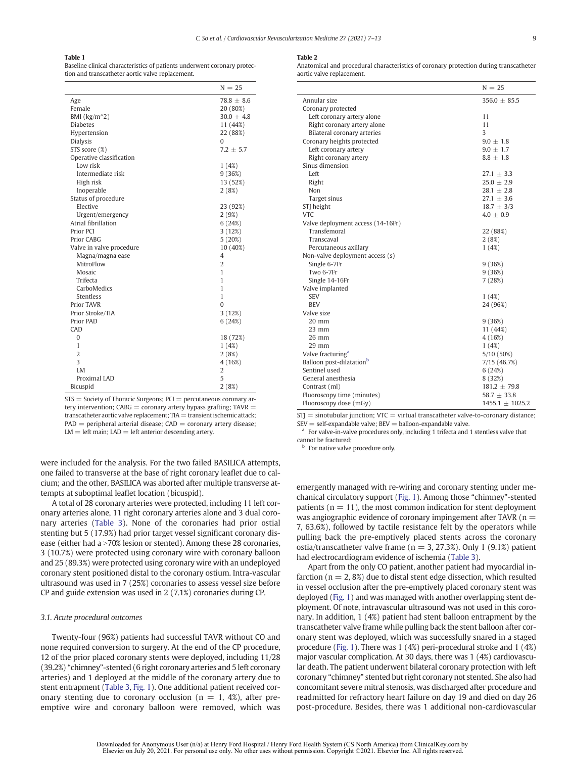**Table 1**
Baseline clinical characteristics of patients underwent coronary protection and transcatheter aortic valve replacement.

| | N = 25 |
|---|---|
| Age | 78.8 ± 8.6 |
| Female | 20 (80%) |
| BMI (kg/m^2) | 30.0 ± 4.8 |
| Diabetes | 11 (44%) |
| Hypertension | 22 (88%) |
| Dialysis | 0 |
| STS score (%) | 7.2 ± 5.7 |
| Operative classification | |
| Low risk | 1 (4%) |
| Intermediate risk | 9 (36%) |
| High risk | 13 (52%) |
| Inoperable | 2 (8%) |
| Status of procedure | |
| Elective | 23 (92%) |
| Urgent/emergency | 2 (9%) |
| Atrial fibrillation | 6 (24%) |
| Prior PCI | 3 (12%) |
| Prior CABG | 5 (20%) |
| Valve in valve procedure | 10 (40%) |
| Magna/magna ease | 4 |
| MitroFlow | 2 |
| Mosaic | 1 |
| Trifecta | 1 |
| CarboMedics | 1 |
| Stentless | 1 |
| Prior TAVR | 0 |
| Prior Stroke/TIA | 3 (12%) |
| Prior PAD | 6 (24%) |
| CAD | |
| 0 | 18 (72%) |
| 1 | 1 (4%) |
| 2 | 2 (8%) |
| 3 | 4 (16%) |
| LM | 2 |
| Proximal LAD | 5 |
| Bicuspid | 2 (8%) |

STS = Society of Thoracic Surgeons; PCI = percutaneous coronary artery intervention; CABG = coronary artery bypass grafting; TAVR = transcatheter aortic valve replacement; TIA = transient ischemic attack; PAD = peripheral arterial disease; CAD = coronary artery disease; LM = left main; LAD = left anterior descending artery.

**Table 2**
Anatomical and procedural characteristics of coronary protection during transcatheter aortic valve replacement.

| | N = 25 |
|---|---|
| Annular size | 356.0 ± 85.5 |
| Coronary protected | |
| Left coronary artery alone | 11 |
| Right coronary artery alone | 11 |
| Bilateral coronary arteries | 3 |
| Coronary heights protected | 9.0 ± 1.8 |
| Left coronary artery | 9.0 ± 1.7 |
| Right coronary artery | 8.8 ± 1.8 |
| Sinus dimension | |
| Left | 27.1 ± 3.3 |
| Right | 25.0 ± 2.9 |
| Non | 28.1 ± 2.8 |
| Target sinus | 27.1 ± 3.6 |
| STJ height | 18.7 ± 3/3 |
| VTC | 4.0 ± 0.9 |
| Valve deployment access (14-16Fr) | |
| Transfemoral | 22 (88%) |
| Transcaval | 2 (8%) |
| Percutaneous axillary | 1 (4%) |
| Non-valve deployment access (s) | |
| Single 6-7Fr | 9 (36%) |
| Two 6-7Fr | 9 (36%) |
| Single 14-16Fr | 7 (28%) |
| Valve implanted | |
| SEV | 1 (4%) |
| BEV | 24 (96%) |
| Valve size | |
| 20 mm | 9 (36%) |
| 23 mm | 11 (44%) |
| 26 mm | 4 (16%) |
| 29 mm | 1 (4%) |
| Valve fracturing[a] | 5/10 (50%) |
| Balloon post-dilatation[b] | 7/15 (46.7%) |
| Sentinel used | 6 (24%) |
| General anesthesia | 8 (32%) |
| Contrast (ml) | 181.2 ± 79.8 |
| Fluoroscopy time (minutes) | 58.7 ± 33.8 |
| Fluoroscopy dose (mGy) | 1455.1 ± 1025.2 |

STJ = sinotubular junction; VTC = virtual transcatheter valve-to-coronary distance; SEV = self-expandable valve; BEV = balloon-expandable valve.
[a] For valve-in-valve procedures only, including 1 trifecta and 1 stentless valve that cannot be fractured;
[b] For native valve procedure only.

were included for the analysis. For the two failed BASILICA attempts, one failed to transverse at the base of right coronary leaflet due to calcium; and the other, BASILICA was aborted after multiple transverse attempts at suboptimal leaflet location (bicuspid).

A total of 28 coronary arteries were protected, including 11 left coronary arteries alone, 11 right coronary arteries alone and 3 dual coronary arteries (Table 3). None of the coronaries had prior ostial stenting but 5 (17.9%) had prior target vessel significant coronary disease (either had a >70% lesion or stented). Among these 28 coronaries, 3 (10.7%) were protected using coronary wire with coronary balloon and 25 (89.3%) were protected using coronary wire with an undeployed coronary stent positioned distal to the coronary ostium. Intra-vascular ultrasound was used in 7 (25%) coronaries to assess vessel size before CP and guide extension was used in 2 (7.1%) coronaries during CP.

### 3.1. Acute procedural outcomes

Twenty-four (96%) patients had successful TAVR without CO and none required conversion to surgery. At the end of the CP procedure, 12 of the prior placed coronary stents were deployed, including 11/28 (39.2%) "chimney"-stented (6 right coronary arteries and 5 left coronary arteries) and 1 deployed at the middle of the coronary artery due to stent entrapment (Table 3, Fig. 1). One additional patient received coronary stenting due to coronary occlusion (n = 1, 4%), after pre-emptive wire and coronary balloon were removed, which was emergently managed with re-wiring and coronary stenting under mechanical circulatory support (Fig. 1). Among those "chimney"-stented patients (n = 11), the most common indication for stent deployment was angiographic evidence of coronary impingement after TAVR (n = 7, 63.6%), followed by tactile resistance felt by the operators while pulling back the pre-emptively placed stents across the coronary ostia/transcatheter valve frame (n = 3, 27.3%). Only 1 (9.1%) patient had electrocardiogram evidence of ischemia (Table 3).

Apart from the only CO patient, another patient had myocardial infarction (n = 2, 8%) due to distal stent edge dissection, which resulted in vessel occlusion after the pre-emptively placed coronary stent was deployed (Fig. 1) and was managed with another overlapping stent deployment. Of note, intravascular ultrasound was not used in this coronary. In addition, 1 (4%) patient had stent balloon entrapment by the transcatheter valve frame while pulling back the stent balloon after coronary stent was deployed, which was successfully snared in a staged procedure (Fig. 1). There was 1 (4%) peri-procedural stroke and 1 (4%) major vascular complication. At 30 days, there was 1 (4%) cardiovascular death. The patient underwent bilateral coronary protection with left coronary "chimney" stented but right coronary not stented. She also had concomitant severe mitral stenosis, was discharged after procedure and readmitted for refractory heart failure on day 19 and died on day 26 post-procedure. Besides, there was 1 additional non-cardiovascular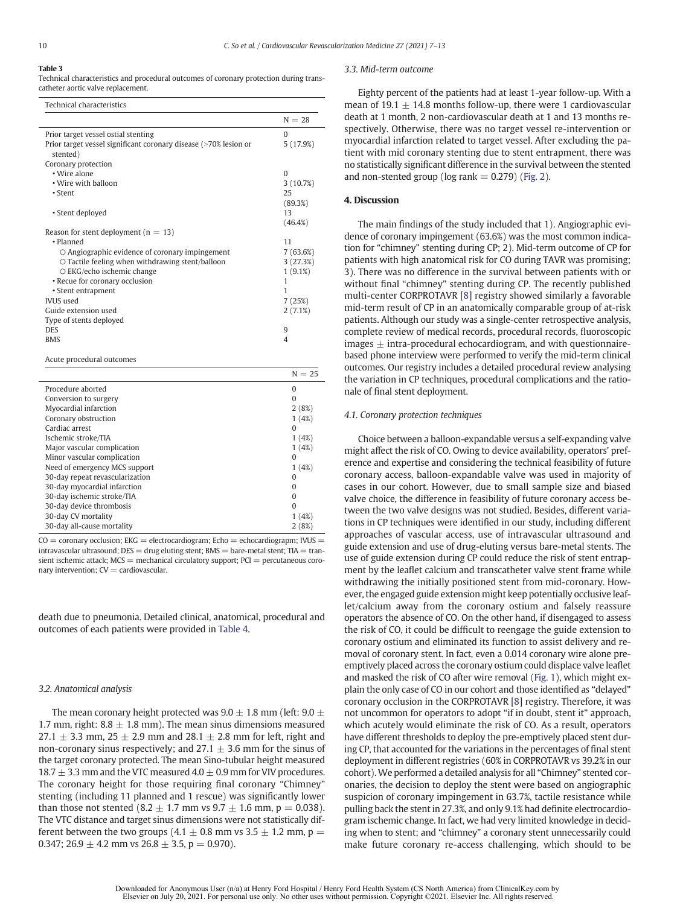**Table 3**
Technical characteristics and procedural outcomes of coronary protection during transcatheter aortic valve replacement.

| Technical characteristics | |
|---|---|
| | N = 28 |
| Prior target vessel ostial stenting | 0 |
| Prior target vessel significant coronary disease (>70% lesion or stented) | 5 (17.9%) |
| Coronary protection | |
| • Wire alone | 0 |
| • Wire with balloon | 3 (10.7%) |
| • Stent | 25 (89.3%) |
| • Stent deployed | 13 (46.4%) |
| Reason for stent deployment (n = 13) | |
| • Planned | 11 |
| ○ Angiographic evidence of coronary impingement | 7 (63.6%) |
| ○ Tactile feeling when withdrawing stent/balloon | 3 (27.3%) |
| ○ EKG/echo ischemic change | 1 (9.1%) |
| • Recue for coronary occlusion | 1 |
| • Stent entrapment | 1 |
| IVUS used | 7 (25%) |
| Guide extension used | 2 (7.1%) |
| Type of stents deployed | |
| DES | 9 |
| BMS | 4 |

| Acute procedural outcomes | |
|---|---|
| | N = 25 |
| Procedure aborted | 0 |
| Conversion to surgery | 0 |
| Myocardial infarction | 2 (8%) |
| Coronary obstruction | 1 (4%) |
| Cardiac arrest | 0 |
| Ischemic stroke/TIA | 1 (4%) |
| Major vascular complication | 1 (4%) |
| Minor vascular complication | 0 |
| Need of emergency MCS support | 1 (4%) |
| 30-day repeat revascularization | 0 |
| 30-day myocardial infarction | 0 |
| 30-day ischemic stroke/TIA | 0 |
| 30-day device thrombosis | 0 |
| 30-day CV mortality | 1 (4%) |
| 30-day all-cause mortality | 2 (8%) |

CO = coronary occlusion; EKG = electrocardiogram; Echo = echocardiograpm; IVUS = intravascular ultrasound; DES = drug eluting stent; BMS = bare-metal stent; TIA = transient ischemic attack; MCS = mechanical circulatory support; PCI = percutaneous coronary intervention; CV = cardiovascular.

death due to pneumonia. Detailed clinical, anatomical, procedural and outcomes of each patients were provided in Table 4.

### 3.2. Anatomical analysis

The mean coronary height protected was $9.0 \pm 1.8$ mm (left: $9.0 \pm 1.7$ mm, right: $8.8 \pm 1.8$ mm). The mean sinus dimensions measured $27.1 \pm 3.3$ mm, $25 \pm 2.9$ mm and $28.1 \pm 2.8$ mm for left, right and non-coronary sinus respectively; and $27.1 \pm 3.6$ mm for the sinus of the target coronary protected. The mean Sino-tubular height measured $18.7 \pm 3.3$ mm and the VTC measured $4.0 \pm 0.9$ mm for VIV procedures. The coronary height for those requiring final coronary "Chimney" stenting (including 11 planned and 1 rescue) was significantly lower than those not stented ($8.2 \pm 1.7$ mm vs $9.7 \pm 1.6$ mm, $p = 0.038$). The VTC distance and target sinus dimensions were not statistically different between the two groups ($4.1 \pm 0.8$ mm vs $3.5 \pm 1.2$ mm, $p = 0.347$; $26.9 \pm 4.2$ mm vs $26.8 \pm 3.5$, $p = 0.970$).

### 3.3. Mid-term outcome

Eighty percent of the patients had at least 1-year follow-up. With a mean of $19.1 \pm 14.8$ months follow-up, there were 1 cardiovascular death at 1 month, 2 non-cardiovascular death at 1 and 13 months respectively. Otherwise, there was no target vessel re-intervention or myocardial infarction related to target vessel. After excluding the patient with mid coronary stenting due to stent entrapment, there was no statistically significant difference in the survival between the stented and non-stented group (log rank = 0.279) (Fig. 2).

## 4. Discussion

The main findings of the study included that 1). Angiographic evidence of coronary impingement (63.6%) was the most common indication for "chimney" stenting during CP; 2). Mid-term outcome of CP for patients with high anatomical risk for CO during TAVR was promising; 3). There was no difference in the survival between patients with or without final "chimney" stenting during CP. The recently published multi-center CORPROTAVR [8] registry showed similarly a favorable mid-term result of CP in an anatomically comparable group of at-risk patients. Although our study was a single-center retrospective analysis, complete review of medical records, procedural records, fluoroscopic images ± intra-procedural echocardiogram, and with questionnaire-based phone interview were performed to verify the mid-term clinical outcomes. Our registry includes a detailed procedural review analysing the variation in CP techniques, procedural complications and the rationale of final stent deployment.

### 4.1. Coronary protection techniques

Choice between a balloon-expandable versus a self-expanding valve might affect the risk of CO. Owing to device availability, operators' preference and expertise and considering the technical feasibility of future coronary access, balloon-expandable valve was used in majority of cases in our cohort. However, due to small sample size and biased valve choice, the difference in feasibility of future coronary access between the two valve designs was not studied. Besides, different variations in CP techniques were identified in our study, including different approaches of vascular access, use of intravascular ultrasound and guide extension and use of drug-eluting versus bare-metal stents. The use of guide extension during CP could reduce the risk of stent entrapment by the leaflet calcium and transcatheter valve stent frame while withdrawing the initially positioned stent from mid-coronary. However, the engaged guide extension might keep potentially occlusive leaflet/calcium away from the coronary ostium and falsely reassure operators the absence of CO. On the other hand, if disengaged to assess the risk of CO, it could be difficult to reengage the guide extension to coronary ostium and eliminated its function to assist delivery and removal of coronary stent. In fact, even a 0.014 coronary wire alone pre-emptively placed across the coronary ostium could displace valve leaflet and masked the risk of CO after wire removal (Fig. 1), which might explain the only case of CO in our cohort and those identified as "delayed" coronary occlusion in the CORPROTAVR [8] registry. Therefore, it was not uncommon for operators to adopt "if in doubt, stent it" approach, which acutely would eliminate the risk of CO. As a result, operators have different thresholds to deploy the pre-emptively placed stent during CP, that accounted for the variations in the percentages of final stent deployment in different registries (60% in CORPROTAVR vs 39.2% in our cohort). We performed a detailed analysis for all "Chimney" stented coronaries, the decision to deploy the stent were based on angiographic suspicion of coronary impingement in 63.7%, tactile resistance while pulling back the stent in 27.3%, and only 9.1% had definite electrocardiogram ischemic change. In fact, we had very limited knowledge in deciding when to stent; and "chimney" a coronary stent unnecessarily could make future coronary re-access challenging, which should to be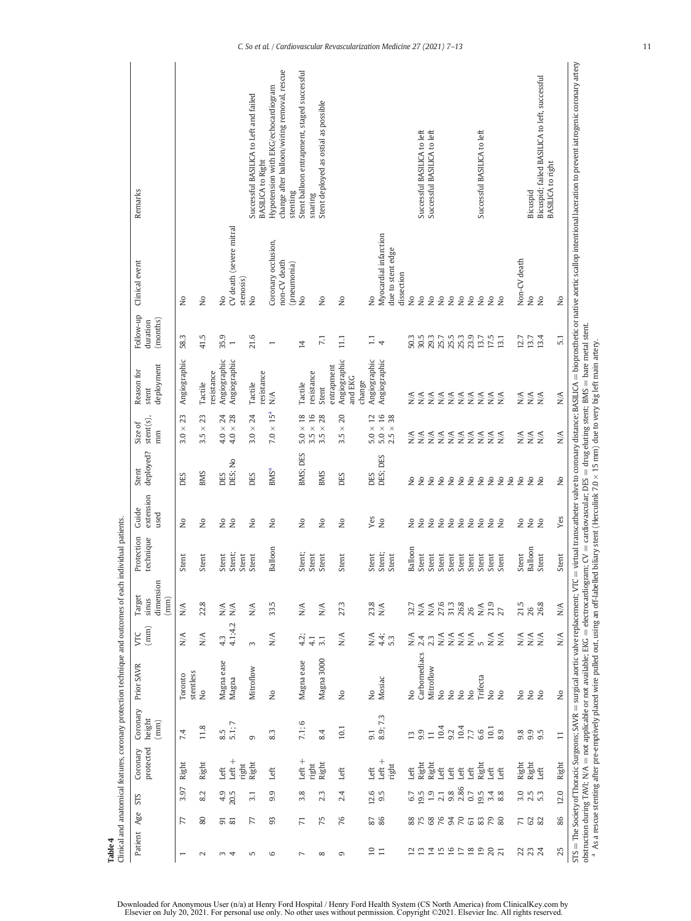**Table 4**
Clinical and anatomical features, coronary protection technique and outcomes of each individual patients.

| Patient | Age | STS | Coronary protected | Coronary height (mm) | Prior SAVR | VTC (mm) | Target sinus dimension (mm) | Protection technique | Guide extension used | Stent deployed? | Size of stent(s), mm | Reason for stent deployment | Follow-up duration (months) | Clinical event | Remarks |
|---|---|---|---|---|---|---|---|---|---|---|---|---|---|---|---|
| 1 | 77 | 3.97 | Right | 7.4 | Toronto stentless | N/A | N/A | Stent | No | DES | 3.0 × 23 | Angiographic | 58.3 | No | |
| 2 | 80 | 8.2 | Right | 11.8 | No | N/A | 22.8 | Stent | No | BMS | 3.5 × 23 | Tactile resistance | 41.5 | No | |
| 3 | 91 | 4.9 | Left | 8.5 | Magna ease | 4.3 | N/A | Stent | No | DES | 4.0 × 24 | Angiographic | 35.9 | No | |
| 4 | 81 | 20.5 | Left + right | 5.1; 7 | Magna | 4.1;4.2 | N/A | Stent; Stent | No | DES; No | 4.0 × 28 | Angiographic | 1 | CV death (severe mitral stenosis) | |
| 5 | 77 | 3.1 | Right | 9 | Mitroflow | 3 | N/A | Stent | No | DES | 3.0 × 24 | Tactile resistance | 21.6 | No | Successful BASILICA to Left and failed BASILICA to Right |
| 6 | 93 | 9.9 | Left | 8.3 | No | N/A | 33.5 | Balloon | No | BMS[a] | 7.0 × 15[a] | N/A | 1 | Coronary occlusion, non-CV death (pneumonia) | Hypotension with EKG/echocardiogram change after balloon/wiring removal, rescue stenting |
| 7 | 71 | 3.8 | Left + right | 7.1; 6 | Magna ease | 4.2; 4.1 | N/A | Stent; Stent | No | BMS; DES | 5.0 × 18<br>3.5 × 16 | Tactile resistance | 14 | No | Stent balloon entrapment, staged successful snaring |
| 8 | 75 | 2.3 | Right | 8.4 | Magna 3000 | 3.1 | N/A | Stent | No | BMS | 3.5 × 28 | Stent entrapment | 7.1 | No | Stent deployed as ostial as possible |
| 9 | 76 | 2.4 | Left | 10.1 | No | N/A | 27.3 | Stent | No | DES | 3.5 × 20 | Angiographic and EKG change | 11.1 | No | |
| 10 | 87 | 12.6 | Left | 9.1 | No | N/A | 23.8 | Stent | Yes | DES | 5.0 × 12 | Angiographic | 1.1 | No | |
| 11 | 86 | 9.5 | Left + right | 8.9; 7.3 | Mosiac | 4.4; 5.3 | N/A | Stent; Stent | No | DES; DES | 5.0 × 16<br>2.5 × 38 | Angiographic | 4 | Myocardial infarction due to stent edge dissection | |
| 12 | 88 | 6.7 | Left | 13 | No | N/A | 32.7 | Balloon | No | No | N/A | N/A | 50.3 | No | |
| 13 | 75 | 19.5 | Right | 9.9 | Carbomediacs | 2.4 | N/A | Stent | No | No | N/A | N/A | 30.5 | No | Successful BASILICA to left |
| 14 | 68 | 1.9 | Right | 11 | Mitroflow | 2.3 | N/A | Stent | No | No | N/A | N/A | 29.3 | No | Successful BASILICA to left |
| 15 | 76 | 2.1 | Left | 10.4 | No | N/A | 27.6 | Stent | No | No | N/A | N/A | 25.7 | No | |
| 16 | 94 | 9.8 | Left | 9.2 | No | N/A | 31.3 | Stent | No | No | N/A | N/A | 25.5 | No | |
| 17 | 70 | 2.86 | Left | 10.4 | No | N/A | 26.8 | Stent | No | No | N/A | N/A | 25.3 | No | |
| 18 | 61 | 0.7 | Left | 7.7 | No | N/A | 26 | Stent | No | No | N/A | N/A | 23.9 | No | |
| 19 | 83 | 19.5 | Right | 6.6 | Trifecta | 5 | N/A | Stent | No | No | N/A | N/A | 13.7 | No | Successful BASILICA to left |
| 20 | 79 | 3.4 | Left | 10.1 | No | N/A | 21.9 | Stent | No | No | N/A | N/A | 17.5 | No | |
| 21 | 80 | 8.8 | Left | 8.9 | No | N/A | 27 | Stent | No | No | N/A | N/A | 13.1 | No | |
| 22 | 71 | 3.0 | Right | 9.8 | No | N/A | 21.5 | Stent | No | No | N/A | N/A | 12.7 | Non-CV death | Bicuspid |
| 23 | 62 | 2.5 | Right | 9.9 | No | N/A | 26 | Balloon | No | No | N/A | N/A | 13.7 | No | Bicuspid; failed BASILICA to left, successful BASILICA to right |
| 24 | 82 | 5.3 | Left | 9.5 | No | N/A | 26.8 | Stent | No | No | N/A | N/A | 13.4 | No | |
| 25 | 86 | 12.0 | Right | 11 | No | N/A | N/A | Stent | Yes | No | N/A | N/A | 5.1 | No | |

STS = The Society of Thoracic Surgeons; SAVR = surgical aortic valve replacement; VTC = virtual transcatheter valve to coronary distance; BASILICA = bioprosthetic or native aortic scallop intentional laceration to prevent iatrogenic coronary artery obstruction during TAVI; N/A = not applicable or not available; EKG = electrocardiogram; CV = cardiovascular; DES = drug eluting stent; BMS = bare metal stent.

[a] As a rescue stenting after pre-emptively placed wire pulled out, using an off-labelled biliary stent (Herculink 7.0 × 15 mm) due to very big left main artery.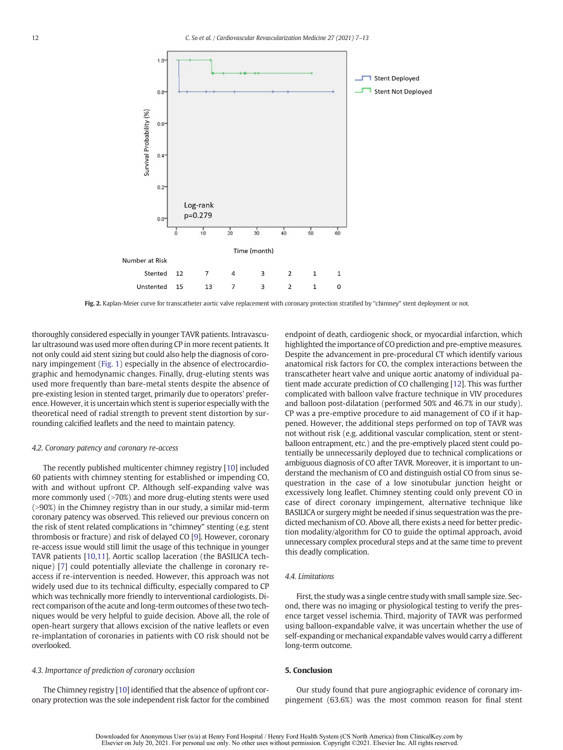Fig. 2. Kaplan-Meier curve for transcatheter aortic valve replacement with coronary protection stratified by "chimney" stent deployment or not.

thoroughly considered especially in younger TAVR patients. Intravascular ultrasound was used more often during CP in more recent patients. It not only could aid stent sizing but could also help the diagnosis of coronary impingement (Fig. 1) especially in the absence of electrocardiographic and hemodynamic changes. Finally, drug-eluting stents was used more frequently than bare-metal stents despite the absence of pre-existing lesion in stented target, primarily due to operators' preference. However, it is uncertain which stent is superior especially with the theoretical need of radial strength to prevent stent distortion by surrounding calcified leaflets and the need to maintain patency.

### 4.2. Coronary patency and coronary re-access

The recently published multicenter chimney registry [10] included 60 patients with chimney stenting for established or impending CO, with and without upfront CP. Although self-expanding valve was more commonly used (>70%) and more drug-eluting stents were used (>90%) in the Chimney registry than in our study, a similar mid-term coronary patency was observed. This relieved our previous concern on the risk of stent related complications in "chimney" stenting (e.g. stent thrombosis or fracture) and risk of delayed CO [9]. However, coronary re-access issue would still limit the usage of this technique in younger TAVR patients [10,11]. Aortic scallop laceration (the BASILICA technique) [7] could potentially alleviate the challenge in coronary re-access if re-intervention is needed. However, this approach was not widely used due to its technical difficulty, especially compared to CP which was technically more friendly to interventional cardiologists. Direct comparison of the acute and long-term outcomes of these two techniques would be very helpful to guide decision. Above all, the role of open-heart surgery that allows excision of the native leaflets or even re-implantation of coronaries in patients with CO risk should not be overlooked.

### 4.3. Importance of prediction of coronary occlusion

The Chimney registry [10] identified that the absence of upfront coronary protection was the sole independent risk factor for the combined endpoint of death, cardiogenic shock, or myocardial infarction, which highlighted the importance of CO prediction and pre-emptive measures. Despite the advancement in pre-procedural CT which identify various anatomical risk factors for CO, the complex interactions between the transcatheter heart valve and unique aortic anatomy of individual patient made accurate prediction of CO challenging [12]. This was further complicated with balloon valve fracture technique in VIV procedures and balloon post-dilatation (performed 50% and 46.7% in our study). CP was a pre-emptive procedure to aid management of CO if it happened. However, the additional steps performed on top of TAVR was not without risk (e.g. additional vascular complication, stent or stent-balloon entrapment, etc.) and the pre-emptively placed stent could potentially be unnecessarily deployed due to technical complications or ambiguous diagnosis of CO after TAVR. Moreover, it is important to understand the mechanism of CO and distinguish ostial CO from sinus sequestration in the case of a low sinotubular junction height or excessively long leaflet. Chimney stenting could only prevent CO in case of direct coronary impingement, alternative technique like BASILICA or surgery might be needed if sinus sequestration was the predicted mechanism of CO. Above all, there exists a need for better prediction modality/algorithm for CO to guide the optimal approach, avoid unnecessary complex procedural steps and at the same time to prevent this deadly complication.

### 4.4. Limitations

First, the study was a single centre study with small sample size. Second, there was no imaging or physiological testing to verify the presence target vessel ischemia. Third, majority of TAVR was performed using balloon-expandable valve, it was uncertain whether the use of self-expanding or mechanical expandable valves would carry a different long-term outcome.

## 5. Conclusion

Our study found that pure angiographic evidence of coronary impingement (63.6%) was the most common reason for final stent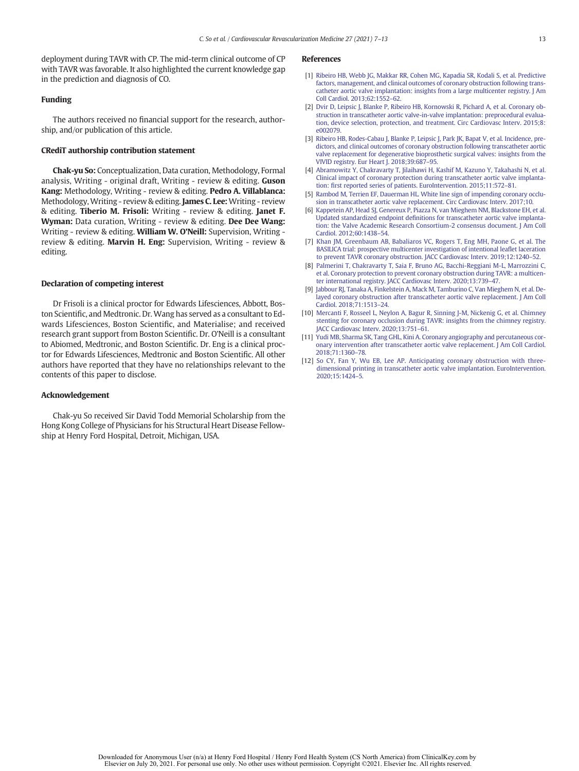deployment during TAVR with CP. The mid-term clinical outcome of CP with TAVR was favorable. It also highlighted the current knowledge gap in the prediction and diagnosis of CO.

## Funding

The authors received no financial support for the research, authorship, and/or publication of this article.

## CRediT authorship contribution statement

**Chak-yu So:** Conceptualization, Data curation, Methodology, Formal analysis, Writing - original draft, Writing - review & editing. **Guson Kang:** Methodology, Writing - review & editing. **Pedro A. Villablanca:** Methodology, Writing - review & editing. **James C. Lee:** Writing - review & editing. **Tiberio M. Frisoli:** Writing - review & editing. **Janet F. Wyman:** Data curation, Writing - review & editing. **Dee Dee Wang:** Writing - review & editing. **William W. O'Neill:** Supervision, Writing - review & editing. **Marvin H. Eng:** Supervision, Writing - review & editing.

## Declaration of competing interest

Dr Frisoli is a clinical proctor for Edwards Lifesciences, Abbott, Boston Scientific, and Medtronic. Dr. Wang has served as a consultant to Edwards Lifesciences, Boston Scientific, and Materialise; and received research grant support from Boston Scientific. Dr. O'Neill is a consultant to Abiomed, Medtronic, and Boston Scientific. Dr. Eng is a clinical proctor for Edwards Lifesciences, Medtronic and Boston Scientific. All other authors have reported that they have no relationships relevant to the contents of this paper to disclose.

## Acknowledgement

Chak-yu So received Sir David Todd Memorial Scholarship from the Hong Kong College of Physicians for his Structural Heart Disease Fellowship at Henry Ford Hospital, Detroit, Michigan, USA.

## References

[1] Ribeiro HB, Webb JG, Makkar RR, Cohen MG, Kapadia SR, Kodali S, et al. Predictive factors, management, and clinical outcomes of coronary obstruction following transcatheter aortic valve implantation: insights from a large multicenter registry. J Am Coll Cardiol. 2013;62:1552–62.

[2] Dvir D, Leipsic J, Blanke P, Ribeiro HB, Kornowski R, Pichard A, et al. Coronary obstruction in transcatheter aortic valve-in-valve implantation: preprocedural evaluation, device selection, protection, and treatment. Circ Cardiovasc Interv. 2015;8:e002079.

[3] Ribeiro HB, Rodes-Cabau J, Blanke P, Leipsic J, Park JK, Bapat V, et al. Incidence, predictors, and clinical outcomes of coronary obstruction following transcatheter aortic valve replacement for degenerative bioprosthetic surgical valves: insights from the VIVID registry. Eur Heart J. 2018;39:687–95.

[4] Abramowitz Y, Chakravarty T, Jilaihawi H, Kashif M, Kazuno Y, Takahashi N, et al. Clinical impact of coronary protection during transcatheter aortic valve implantation: first reported series of patients. EuroIntervention. 2015;11:572–81.

[5] Rambod M, Terrien EF, Dauerman HL. White line sign of impending coronary occlusion in transcatheter aortic valve replacement. Circ Cardiovasc Interv. 2017;10.

[6] Kappetein AP, Head SJ, Genereux P, Piazza N, van Mieghem NM, Blackstone EH, et al. Updated standardized endpoint definitions for transcatheter aortic valve implantation: the Valve Academic Research Consortium-2 consensus document. J Am Coll Cardiol. 2012;60:1438–54.

[7] Khan JM, Greenbaum AB, Babaliaros VC, Rogers T, Eng MH, Paone G, et al. The BASILICA trial: prospective multicenter investigation of intentional leaflet laceration to prevent TAVR coronary obstruction. JACC Cardiovasc Interv. 2019;12:1240–52.

[8] Palmerini T, Chakravarty T, Saia F, Bruno AG, Bacchi-Reggiani M-L, Marrozzini C, et al. Coronary protection to prevent coronary obstruction during TAVR: a multicenter international registry. JACC Cardiovasc Interv. 2020;13:739–47.

[9] Jabbour RJ, Tanaka A, Finkelstein A, Mack M, Tamburino C, Van Mieghem N, et al. Delayed coronary obstruction after transcatheter aortic valve replacement. J Am Coll Cardiol. 2018;71:1513–24.

[10] Mercanti F, Rosseel L, Neylon A, Bagur R, Sinning J-M, Nickenig G, et al. Chimney stenting for coronary occlusion during TAVR: insights from the chimney registry. JACC Cardiovasc Interv. 2020;13:751–61.

[11] Yudi MB, Sharma SK, Tang GHL, Kini A. Coronary angiography and percutaneous coronary intervention after transcatheter aortic valve replacement. J Am Coll Cardiol. 2018;71:1360–78.

[12] So CY, Fan Y, Wu EB, Lee AP. Anticipating coronary obstruction with three-dimensional printing in transcatheter aortic valve implantation. EuroIntervention. 2020;15:1424–5.